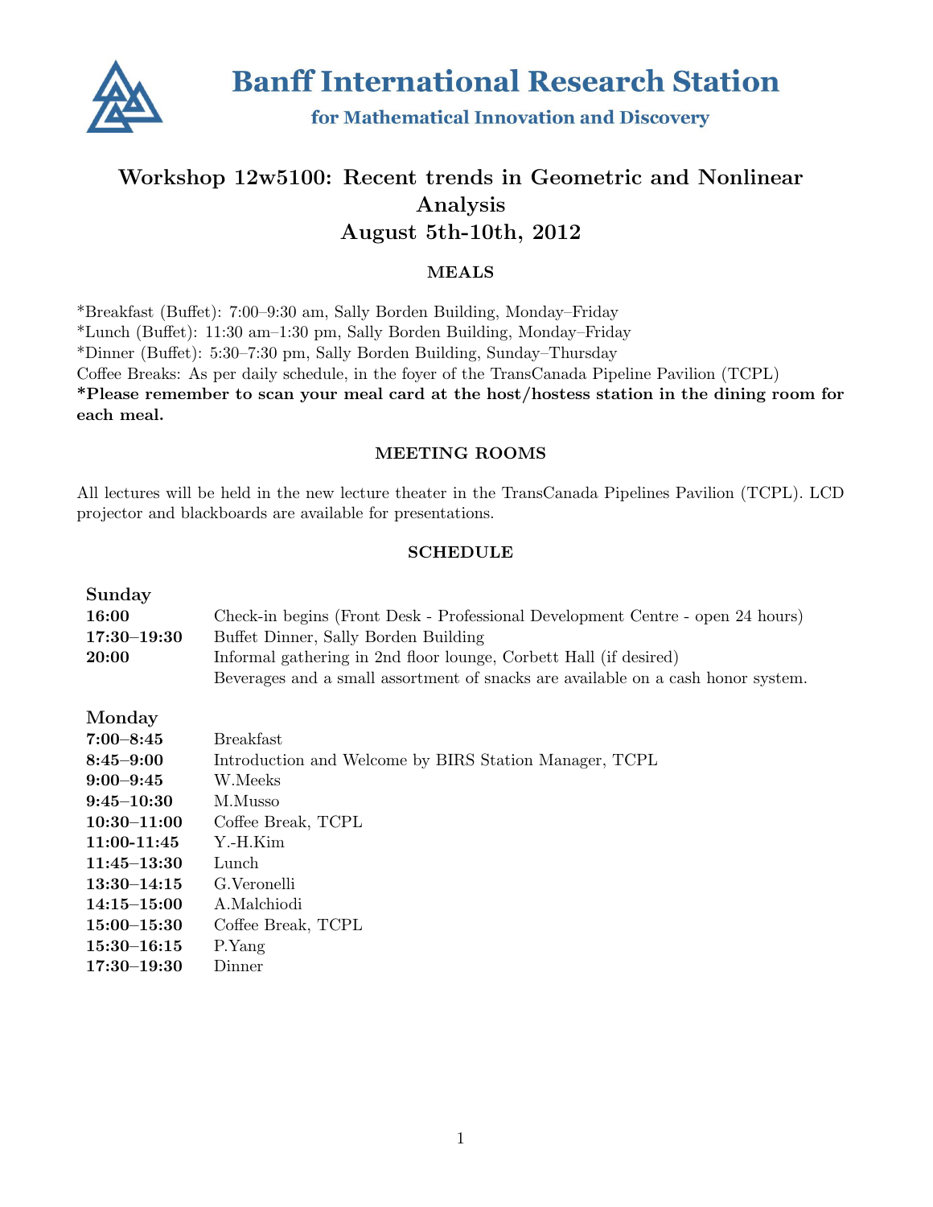# Banff International Research Station

### for Mathematical Innovation and Discovery

## Workshop 12w5100: Recent trends in Geometric and Nonlinear Analysis
## August 5th-10th, 2012

### MEALS

*Breakfast (Buffet): 7:00–9:30 am, Sally Borden Building, Monday–Friday
*Lunch (Buffet): 11:30 am–1:30 pm, Sally Borden Building, Monday–Friday
*Dinner (Buffet): 5:30–7:30 pm, Sally Borden Building, Sunday–Thursday
Coffee Breaks: As per daily schedule, in the foyer of the TransCanada Pipeline Pavilion (TCPL)
**\*Please remember to scan your meal card at the host/hostess station in the dining room for each meal.**

### MEETING ROOMS

All lectures will be held in the new lecture theater in the TransCanada Pipelines Pavilion (TCPL). LCD projector and blackboards are available for presentations.

### SCHEDULE

**Sunday**

| | |
|---|---|
| **16:00** | Check-in begins (Front Desk - Professional Development Centre - open 24 hours) |
| **17:30–19:30** | Buffet Dinner, Sally Borden Building |
| **20:00** | Informal gathering in 2nd floor lounge, Corbett Hall (if desired) |
| | Beverages and a small assortment of snacks are available on a cash honor system. |

**Monday**

| | |
|---|---|
| **7:00–8:45** | Breakfast |
| **8:45–9:00** | Introduction and Welcome by BIRS Station Manager, TCPL |
| **9:00–9:45** | W.Meeks |
| **9:45–10:30** | M.Musso |
| **10:30–11:00** | Coffee Break, TCPL |
| **11:00-11:45** | Y.-H.Kim |
| **11:45–13:30** | Lunch |
| **13:30–14:15** | G.Veronelli |
| **14:15–15:00** | A.Malchiodi |
| **15:00–15:30** | Coffee Break, TCPL |
| **15:30–16:15** | P.Yang |
| **17:30–19:30** | Dinner |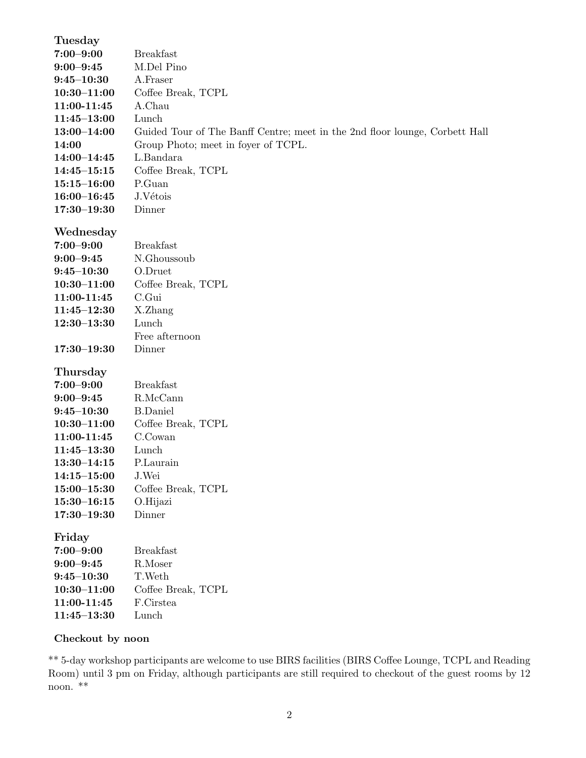### Tuesday

| | |
|---|---|
| **7:00–9:00** | Breakfast |
| **9:00–9:45** | M.Del Pino |
| **9:45–10:30** | A.Fraser |
| **10:30–11:00** | Coffee Break, TCPL |
| **11:00-11:45** | A.Chau |
| **11:45–13:00** | Lunch |
| **13:00–14:00** | Guided Tour of The Banff Centre; meet in the 2nd floor lounge, Corbett Hall |
| **14:00** | Group Photo; meet in foyer of TCPL. |
| **14:00–14:45** | L.Bandara |
| **14:45–15:15** | Coffee Break, TCPL |
| **15:15–16:00** | P.Guan |
| **16:00–16:45** | J.Vétois |
| **17:30–19:30** | Dinner |

### Wednesday

| | |
|---|---|
| **7:00–9:00** | Breakfast |
| **9:00–9:45** | N.Ghoussoub |
| **9:45–10:30** | O.Druet |
| **10:30–11:00** | Coffee Break, TCPL |
| **11:00-11:45** | C.Gui |
| **11:45–12:30** | X.Zhang |
| **12:30–13:30** | Lunch |
| | Free afternoon |
| **17:30–19:30** | Dinner |

### Thursday

| | |
|---|---|
| **7:00–9:00** | Breakfast |
| **9:00–9:45** | R.McCann |
| **9:45–10:30** | B.Daniel |
| **10:30–11:00** | Coffee Break, TCPL |
| **11:00-11:45** | C.Cowan |
| **11:45–13:30** | Lunch |
| **13:30–14:15** | P.Laurain |
| **14:15–15:00** | J.Wei |
| **15:00–15:30** | Coffee Break, TCPL |
| **15:30–16:15** | O.Hijazi |
| **17:30–19:30** | Dinner |

### Friday

| | |
|---|---|
| **7:00–9:00** | Breakfast |
| **9:00–9:45** | R.Moser |
| **9:45–10:30** | T.Weth |
| **10:30–11:00** | Coffee Break, TCPL |
| **11:00-11:45** | F.Cirstea |
| **11:45–13:30** | Lunch |

**Checkout by noon**

** 5-day workshop participants are welcome to use BIRS facilities (BIRS Coffee Lounge, TCPL and Reading Room) until 3 pm on Friday, although participants are still required to checkout of the guest rooms by 12 noon. **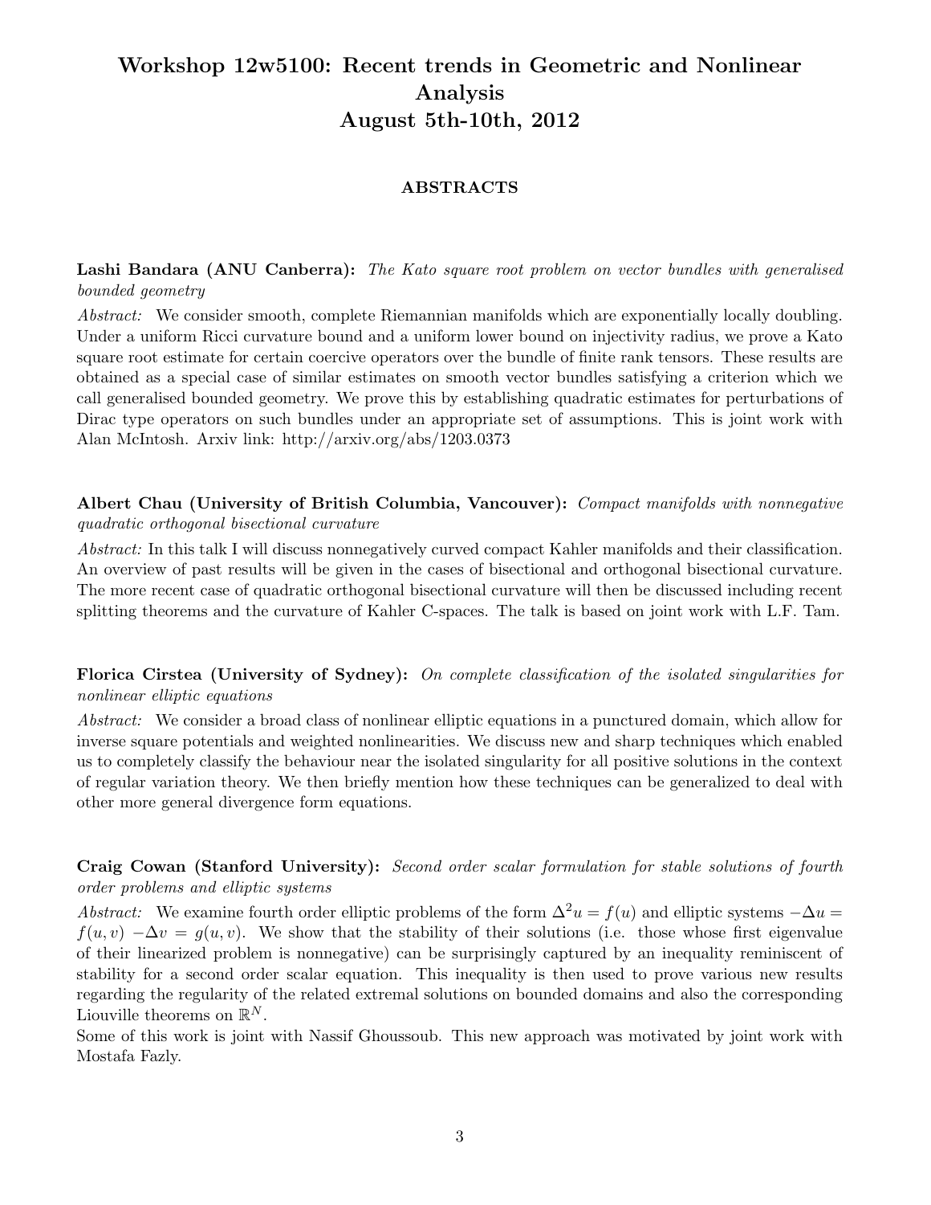# Workshop 12w5100: Recent trends in Geometric and Nonlinear Analysis
# August 5th-10th, 2012

## ABSTRACTS

**Lashi Bandara (ANU Canberra):** *The Kato square root problem on vector bundles with generalised bounded geometry*

*Abstract:* We consider smooth, complete Riemannian manifolds which are exponentially locally doubling. Under a uniform Ricci curvature bound and a uniform lower bound on injectivity radius, we prove a Kato square root estimate for certain coercive operators over the bundle of finite rank tensors. These results are obtained as a special case of similar estimates on smooth vector bundles satisfying a criterion which we call generalised bounded geometry. We prove this by establishing quadratic estimates for perturbations of Dirac type operators on such bundles under an appropriate set of assumptions. This is joint work with Alan McIntosh. Arxiv link: http://arxiv.org/abs/1203.0373

**Albert Chau (University of British Columbia, Vancouver):** *Compact manifolds with nonnegative quadratic orthogonal bisectional curvature*

*Abstract:* In this talk I will discuss nonnegatively curved compact Kahler manifolds and their classification. An overview of past results will be given in the cases of bisectional and orthogonal bisectional curvature. The more recent case of quadratic orthogonal bisectional curvature will then be discussed including recent splitting theorems and the curvature of Kahler C-spaces. The talk is based on joint work with L.F. Tam.

**Florica Cirstea (University of Sydney):** *On complete classification of the isolated singularities for nonlinear elliptic equations*

*Abstract:* We consider a broad class of nonlinear elliptic equations in a punctured domain, which allow for inverse square potentials and weighted nonlinearities. We discuss new and sharp techniques which enabled us to completely classify the behaviour near the isolated singularity for all positive solutions in the context of regular variation theory. We then briefly mention how these techniques can be generalized to deal with other more general divergence form equations.

**Craig Cowan (Stanford University):** *Second order scalar formulation for stable solutions of fourth order problems and elliptic systems*

*Abstract:* We examine fourth order elliptic problems of the form $\Delta^2 u = f(u)$ and elliptic systems $-\Delta u = f(u,v)$ $-\Delta v = g(u,v)$. We show that the stability of their solutions (i.e. those whose first eigenvalue of their linearized problem is nonnegative) can be surprisingly captured by an inequality reminiscent of stability for a second order scalar equation. This inequality is then used to prove various new results regarding the regularity of the related extremal solutions on bounded domains and also the corresponding Liouville theorems on $\mathbb{R}^N$.

Some of this work is joint with Nassif Ghoussoub. This new approach was motivated by joint work with Mostafa Fazly.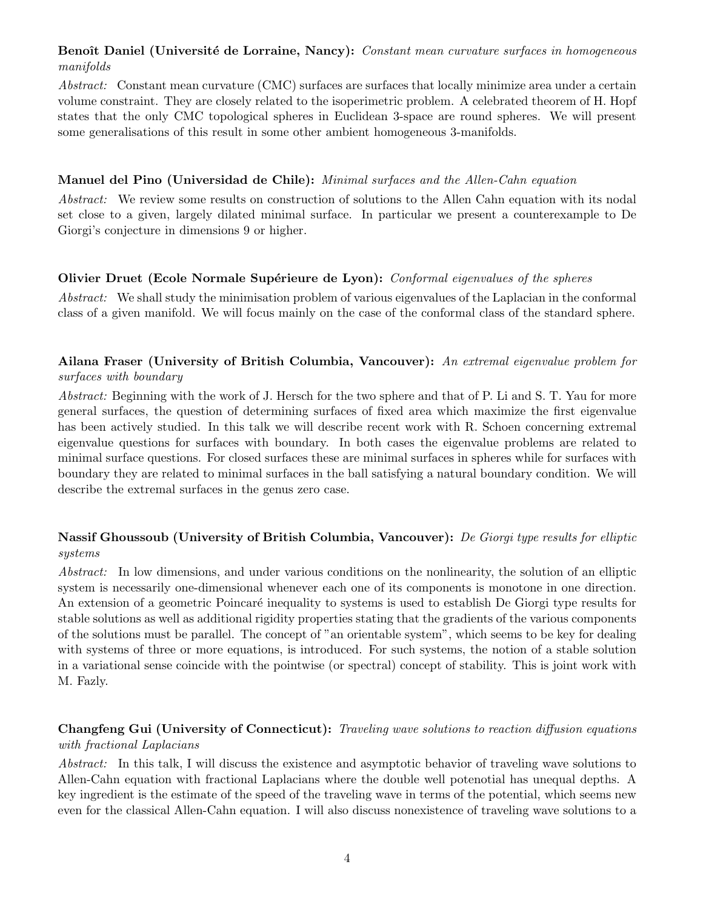**Benoît Daniel (Université de Lorraine, Nancy):** *Constant mean curvature surfaces in homogeneous manifolds*

*Abstract:* Constant mean curvature (CMC) surfaces are surfaces that locally minimize area under a certain volume constraint. They are closely related to the isoperimetric problem. A celebrated theorem of H. Hopf states that the only CMC topological spheres in Euclidean 3-space are round spheres. We will present some generalisations of this result in some other ambient homogeneous 3-manifolds.

**Manuel del Pino (Universidad de Chile):** *Minimal surfaces and the Allen-Cahn equation*

*Abstract:* We review some results on construction of solutions to the Allen Cahn equation with its nodal set close to a given, largely dilated minimal surface. In particular we present a counterexample to De Giorgi's conjecture in dimensions 9 or higher.

**Olivier Druet (Ecole Normale Supérieure de Lyon):** *Conformal eigenvalues of the spheres*

*Abstract:* We shall study the minimisation problem of various eigenvalues of the Laplacian in the conformal class of a given manifold. We will focus mainly on the case of the conformal class of the standard sphere.

**Ailana Fraser (University of British Columbia, Vancouver):** *An extremal eigenvalue problem for surfaces with boundary*

*Abstract:* Beginning with the work of J. Hersch for the two sphere and that of P. Li and S. T. Yau for more general surfaces, the question of determining surfaces of fixed area which maximize the first eigenvalue has been actively studied. In this talk we will describe recent work with R. Schoen concerning extremal eigenvalue questions for surfaces with boundary. In both cases the eigenvalue problems are related to minimal surface questions. For closed surfaces these are minimal surfaces in spheres while for surfaces with boundary they are related to minimal surfaces in the ball satisfying a natural boundary condition. We will describe the extremal surfaces in the genus zero case.

**Nassif Ghoussoub (University of British Columbia, Vancouver):** *De Giorgi type results for elliptic systems*

*Abstract:* In low dimensions, and under various conditions on the nonlinearity, the solution of an elliptic system is necessarily one-dimensional whenever each one of its components is monotone in one direction. An extension of a geometric Poincaré inequality to systems is used to establish De Giorgi type results for stable solutions as well as additional rigidity properties stating that the gradients of the various components of the solutions must be parallel. The concept of "an orientable system", which seems to be key for dealing with systems of three or more equations, is introduced. For such systems, the notion of a stable solution in a variational sense coincide with the pointwise (or spectral) concept of stability. This is joint work with M. Fazly.

**Changfeng Gui (University of Connecticut):** *Traveling wave solutions to reaction diffusion equations with fractional Laplacians*

*Abstract:* In this talk, I will discuss the existence and asymptotic behavior of traveling wave solutions to Allen-Cahn equation with fractional Laplacians where the double well potenotial has unequal depths. A key ingredient is the estimate of the speed of the traveling wave in terms of the potential, which seems new even for the classical Allen-Cahn equation. I will also discuss nonexistence of traveling wave solutions to a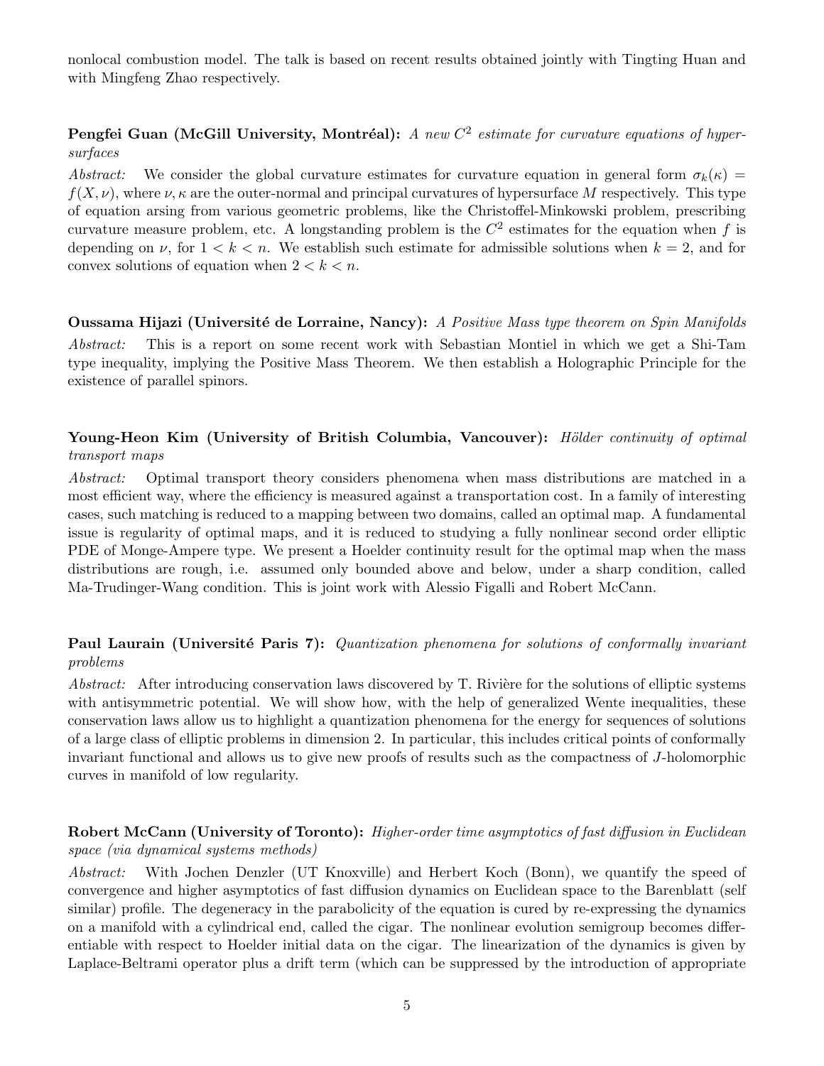nonlocal combustion model. The talk is based on recent results obtained jointly with Tingting Huan and with Mingfeng Zhao respectively.

**Pengfei Guan (McGill University, Montréal):** *A new $C^2$ estimate for curvature equations of hypersurfaces*

*Abstract:* We consider the global curvature estimates for curvature equation in general form $\sigma_k(\kappa) = f(X, \nu)$, where $\nu, \kappa$ are the outer-normal and principal curvatures of hypersurface $M$ respectively. This type of equation arsing from various geometric problems, like the Christoffel-Minkowski problem, prescribing curvature measure problem, etc. A longstanding problem is the $C^2$ estimates for the equation when $f$ is depending on $\nu$, for $1 < k < n$. We establish such estimate for admissible solutions when $k = 2$, and for convex solutions of equation when $2 < k < n$.

**Oussama Hijazi (Université de Lorraine, Nancy):** *A Positive Mass type theorem on Spin Manifolds*

*Abstract:* This is a report on some recent work with Sebastian Montiel in which we get a Shi-Tam type inequality, implying the Positive Mass Theorem. We then establish a Holographic Principle for the existence of parallel spinors.

**Young-Heon Kim (University of British Columbia, Vancouver):** *Hölder continuity of optimal transport maps*

*Abstract:* Optimal transport theory considers phenomena when mass distributions are matched in a most efficient way, where the efficiency is measured against a transportation cost. In a family of interesting cases, such matching is reduced to a mapping between two domains, called an optimal map. A fundamental issue is regularity of optimal maps, and it is reduced to studying a fully nonlinear second order elliptic PDE of Monge-Ampere type. We present a Hoelder continuity result for the optimal map when the mass distributions are rough, i.e. assumed only bounded above and below, under a sharp condition, called Ma-Trudinger-Wang condition. This is joint work with Alessio Figalli and Robert McCann.

**Paul Laurain (Université Paris 7):** *Quantization phenomena for solutions of conformally invariant problems*

*Abstract:* After introducing conservation laws discovered by T. Rivière for the solutions of elliptic systems with antisymmetric potential. We will show how, with the help of generalized Wente inequalities, these conservation laws allow us to highlight a quantization phenomena for the energy for sequences of solutions of a large class of elliptic problems in dimension 2. In particular, this includes critical points of conformally invariant functional and allows us to give new proofs of results such as the compactness of $J$-holomorphic curves in manifold of low regularity.

**Robert McCann (University of Toronto):** *Higher-order time asymptotics of fast diffusion in Euclidean space (via dynamical systems methods)*

*Abstract:* With Jochen Denzler (UT Knoxville) and Herbert Koch (Bonn), we quantify the speed of convergence and higher asymptotics of fast diffusion dynamics on Euclidean space to the Barenblatt (self similar) profile. The degeneracy in the parabolicity of the equation is cured by re-expressing the dynamics on a manifold with a cylindrical end, called the cigar. The nonlinear evolution semigroup becomes differentiable with respect to Hoelder initial data on the cigar. The linearization of the dynamics is given by Laplace-Beltrami operator plus a drift term (which can be suppressed by the introduction of appropriate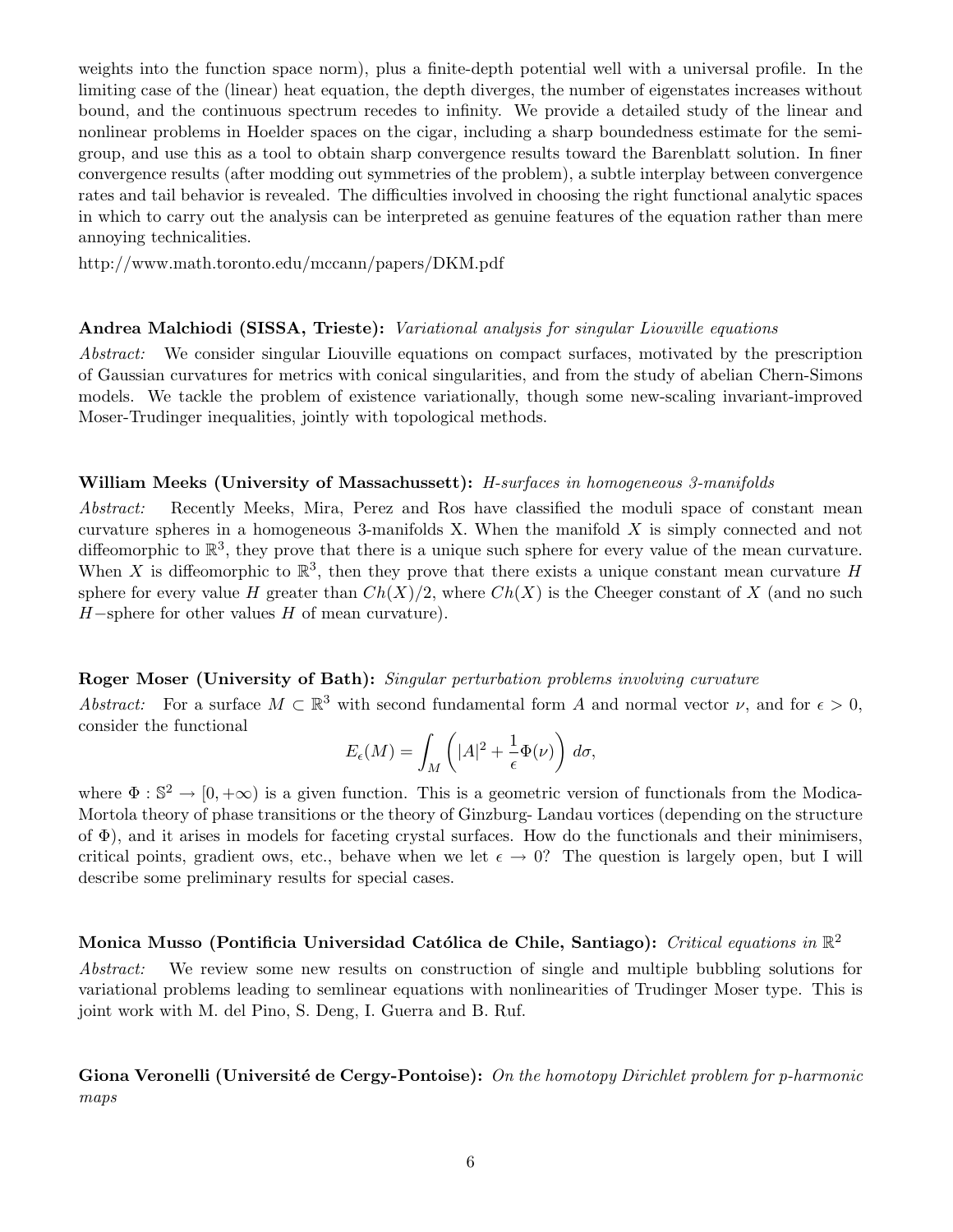weights into the function space norm), plus a finite-depth potential well with a universal profile. In the limiting case of the (linear) heat equation, the depth diverges, the number of eigenstates increases without bound, and the continuous spectrum recedes to infinity. We provide a detailed study of the linear and nonlinear problems in Hoelder spaces on the cigar, including a sharp boundedness estimate for the semigroup, and use this as a tool to obtain sharp convergence results toward the Barenblatt solution. In finer convergence results (after modding out symmetries of the problem), a subtle interplay between convergence rates and tail behavior is revealed. The difficulties involved in choosing the right functional analytic spaces in which to carry out the analysis can be interpreted as genuine features of the equation rather than mere annoying technicalities.

http://www.math.toronto.edu/mccann/papers/DKM.pdf

**Andrea Malchiodi (SISSA, Trieste):** *Variational analysis for singular Liouville equations*

*Abstract:* We consider singular Liouville equations on compact surfaces, motivated by the prescription of Gaussian curvatures for metrics with conical singularities, and from the study of abelian Chern-Simons models. We tackle the problem of existence variationally, though some new-scaling invariant-improved Moser-Trudinger inequalities, jointly with topological methods.

**William Meeks (University of Massachussett):** *H-surfaces in homogeneous 3-manifolds*

*Abstract:* Recently Meeks, Mira, Perez and Ros have classified the moduli space of constant mean curvature spheres in a homogeneous 3-manifolds X. When the manifold $X$ is simply connected and not diffeomorphic to $\mathbb{R}^3$, they prove that there is a unique such sphere for every value of the mean curvature. When $X$ is diffeomorphic to $\mathbb{R}^3$, then they prove that there exists a unique constant mean curvature $H$ sphere for every value $H$ greater than $Ch(X)/2$, where $Ch(X)$ is the Cheeger constant of $X$ (and no such $H-$sphere for other values $H$ of mean curvature).

**Roger Moser (University of Bath):** *Singular perturbation problems involving curvature*

*Abstract:* For a surface $M \subset \mathbb{R}^3$ with second fundamental form $A$ and normal vector $\nu$, and for $\epsilon > 0$, consider the functional

$$E_\epsilon(M) = \int_M \left( |A|^2 + \frac{1}{\epsilon}\Phi(\nu) \right) d\sigma,$$

where $\Phi : \mathbb{S}^2 \to [0, +\infty)$ is a given function. This is a geometric version of functionals from the Modica-Mortola theory of phase transitions or the theory of Ginzburg- Landau vortices (depending on the structure of $\Phi$), and it arises in models for faceting crystal surfaces. How do the functionals and their minimisers, critical points, gradient ows, etc., behave when we let $\epsilon \to 0$? The question is largely open, but I will describe some preliminary results for special cases.

**Monica Musso (Pontificia Universidad Católica de Chile, Santiago):** *Critical equations in* $\mathbb{R}^2$

*Abstract:* We review some new results on construction of single and multiple bubbling solutions for variational problems leading to semlinear equations with nonlinearities of Trudinger Moser type. This is joint work with M. del Pino, S. Deng, I. Guerra and B. Ruf.

**Giona Veronelli (Université de Cergy-Pontoise):** *On the homotopy Dirichlet problem for p-harmonic maps*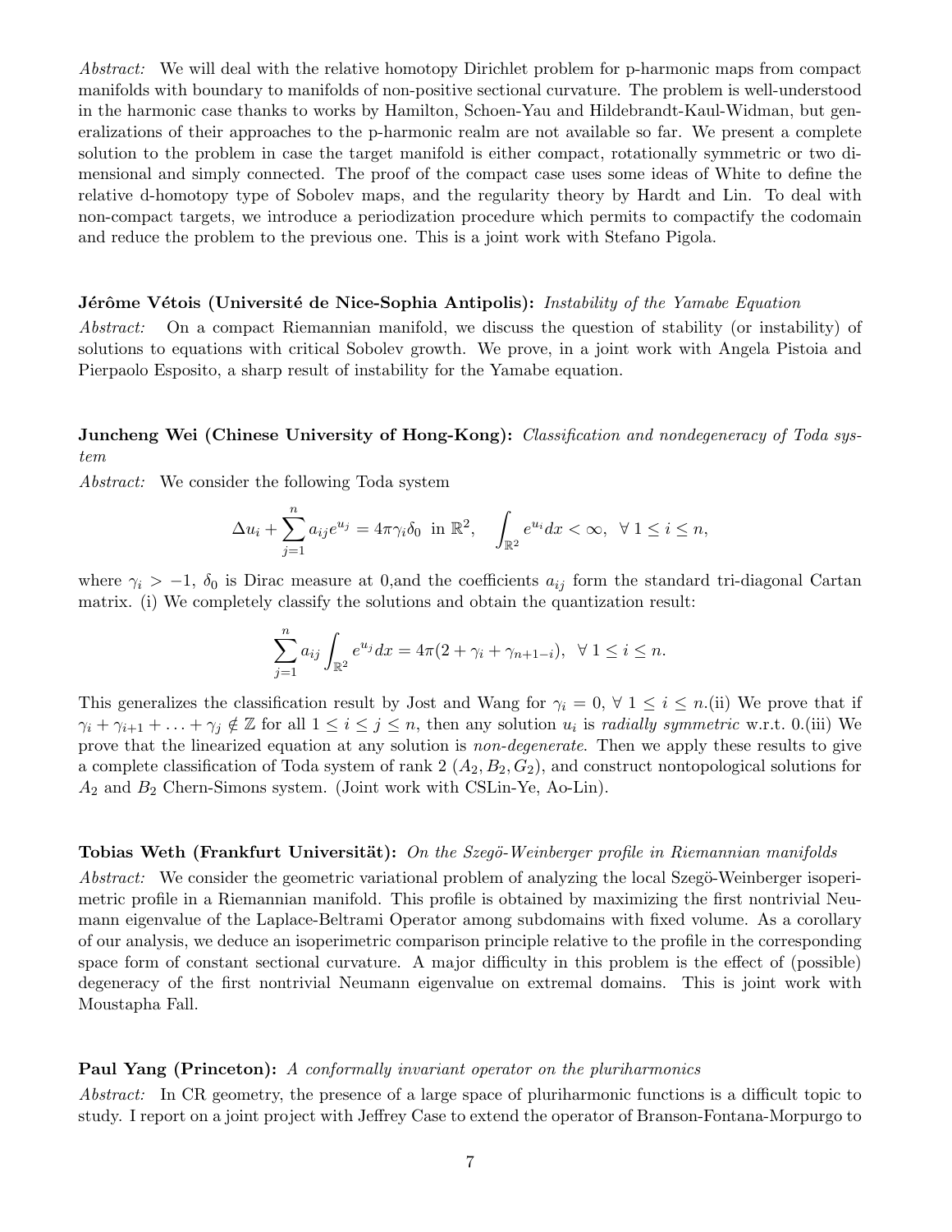*Abstract:* We will deal with the relative homotopy Dirichlet problem for p-harmonic maps from compact manifolds with boundary to manifolds of non-positive sectional curvature. The problem is well-understood in the harmonic case thanks to works by Hamilton, Schoen-Yau and Hildebrandt-Kaul-Widman, but generalizations of their approaches to the p-harmonic realm are not available so far. We present a complete solution to the problem in case the target manifold is either compact, rotationally symmetric or two dimensional and simply connected. The proof of the compact case uses some ideas of White to define the relative d-homotopy type of Sobolev maps, and the regularity theory by Hardt and Lin. To deal with non-compact targets, we introduce a periodization procedure which permits to compactify the codomain and reduce the problem to the previous one. This is a joint work with Stefano Pigola.

**Jérôme Vétois (Université de Nice-Sophia Antipolis):** *Instability of the Yamabe Equation*

*Abstract:* On a compact Riemannian manifold, we discuss the question of stability (or instability) of solutions to equations with critical Sobolev growth. We prove, in a joint work with Angela Pistoia and Pierpaolo Esposito, a sharp result of instability for the Yamabe equation.

**Juncheng Wei (Chinese University of Hong-Kong):** *Classification and nondegeneracy of Toda system*

*Abstract:* We consider the following Toda system

$$\Delta u_i + \sum_{j=1}^{n} a_{ij} e^{u_j} = 4\pi\gamma_i\delta_0 \ \text{ in } \mathbb{R}^2, \quad \int_{\mathbb{R}^2} e^{u_i} dx < \infty, \ \ \forall\, 1 \le i \le n,$$

where $\gamma_i > -1$, $\delta_0$ is Dirac measure at 0,and the coefficients $a_{ij}$ form the standard tri-diagonal Cartan matrix. (i) We completely classify the solutions and obtain the quantization result:

$$\sum_{j=1}^{n} a_{ij} \int_{\mathbb{R}^2} e^{u_j} dx = 4\pi(2 + \gamma_i + \gamma_{n+1-i}), \ \ \forall\, 1 \le i \le n.$$

This generalizes the classification result by Jost and Wang for $\gamma_i = 0$, $\forall\ 1 \le i \le n$.(ii) We prove that if $\gamma_i + \gamma_{i+1} + \ldots + \gamma_j \notin \mathbb{Z}$ for all $1 \le i \le j \le n$, then any solution $u_i$ is *radially symmetric* w.r.t. 0.(iii) We prove that the linearized equation at any solution is *non-degenerate*. Then we apply these results to give a complete classification of Toda system of rank 2 ($A_2, B_2, G_2$), and construct nontopological solutions for $A_2$ and $B_2$ Chern-Simons system. (Joint work with CSLin-Ye, Ao-Lin).

**Tobias Weth (Frankfurt Universität):** *On the Szegö-Weinberger profile in Riemannian manifolds*

*Abstract:* We consider the geometric variational problem of analyzing the local Szegö-Weinberger isoperimetric profile in a Riemannian manifold. This profile is obtained by maximizing the first nontrivial Neumann eigenvalue of the Laplace-Beltrami Operator among subdomains with fixed volume. As a corollary of our analysis, we deduce an isoperimetric comparison principle relative to the profile in the corresponding space form of constant sectional curvature. A major difficulty in this problem is the effect of (possible) degeneracy of the first nontrivial Neumann eigenvalue on extremal domains. This is joint work with Moustapha Fall.

**Paul Yang (Princeton):** *A conformally invariant operator on the pluriharmonics*

*Abstract:* In CR geometry, the presence of a large space of pluriharmonic functions is a difficult topic to study. I report on a joint project with Jeffrey Case to extend the operator of Branson-Fontana-Morpurgo to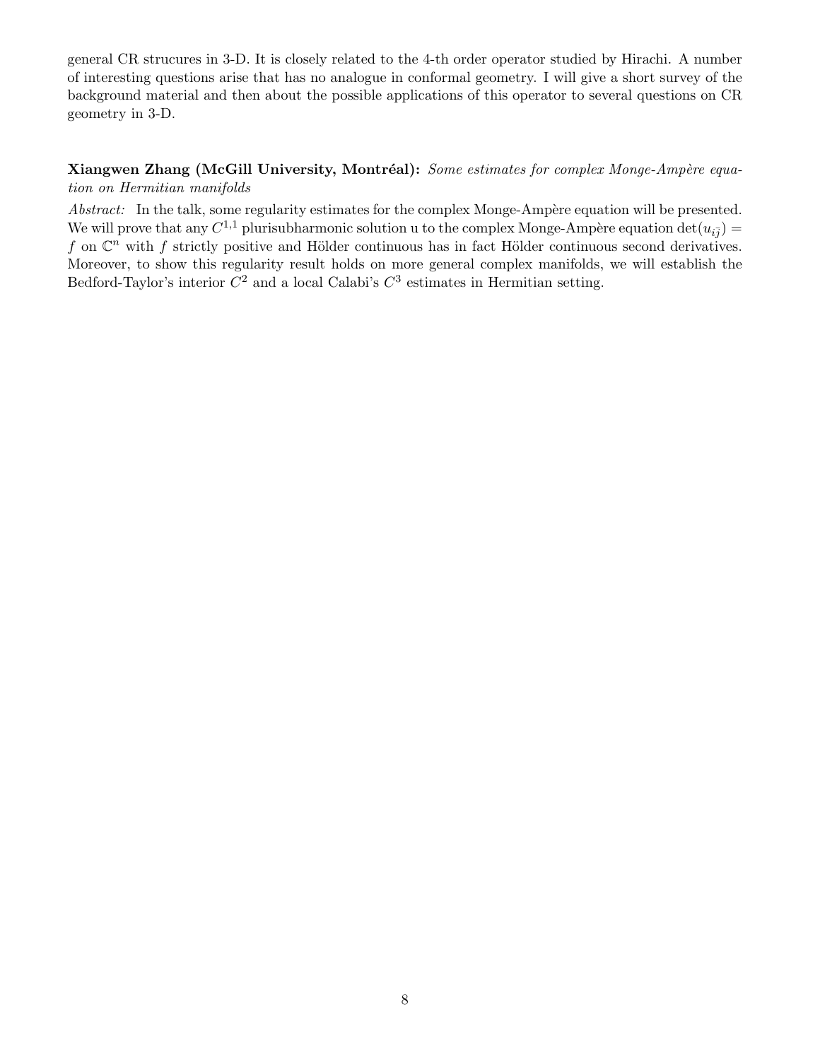general CR strucures in 3-D. It is closely related to the 4-th order operator studied by Hirachi. A number of interesting questions arise that has no analogue in conformal geometry. I will give a short survey of the background material and then about the possible applications of this operator to several questions on CR geometry in 3-D.

**Xiangwen Zhang (McGill University, Montréal):** *Some estimates for complex Monge-Ampère equation on Hermitian manifolds*

*Abstract:* In the talk, some regularity estimates for the complex Monge-Ampère equation will be presented. We will prove that any $C^{1,1}$ plurisubharmonic solution u to the complex Monge-Ampère equation $\det(u_{i\bar{j}}) = f$ on $\mathbb{C}^n$ with $f$ strictly positive and Hölder continuous has in fact Hölder continuous second derivatives. Moreover, to show this regularity result holds on more general complex manifolds, we will establish the Bedford-Taylor's interior $C^2$ and a local Calabi's $C^3$ estimates in Hermitian setting.